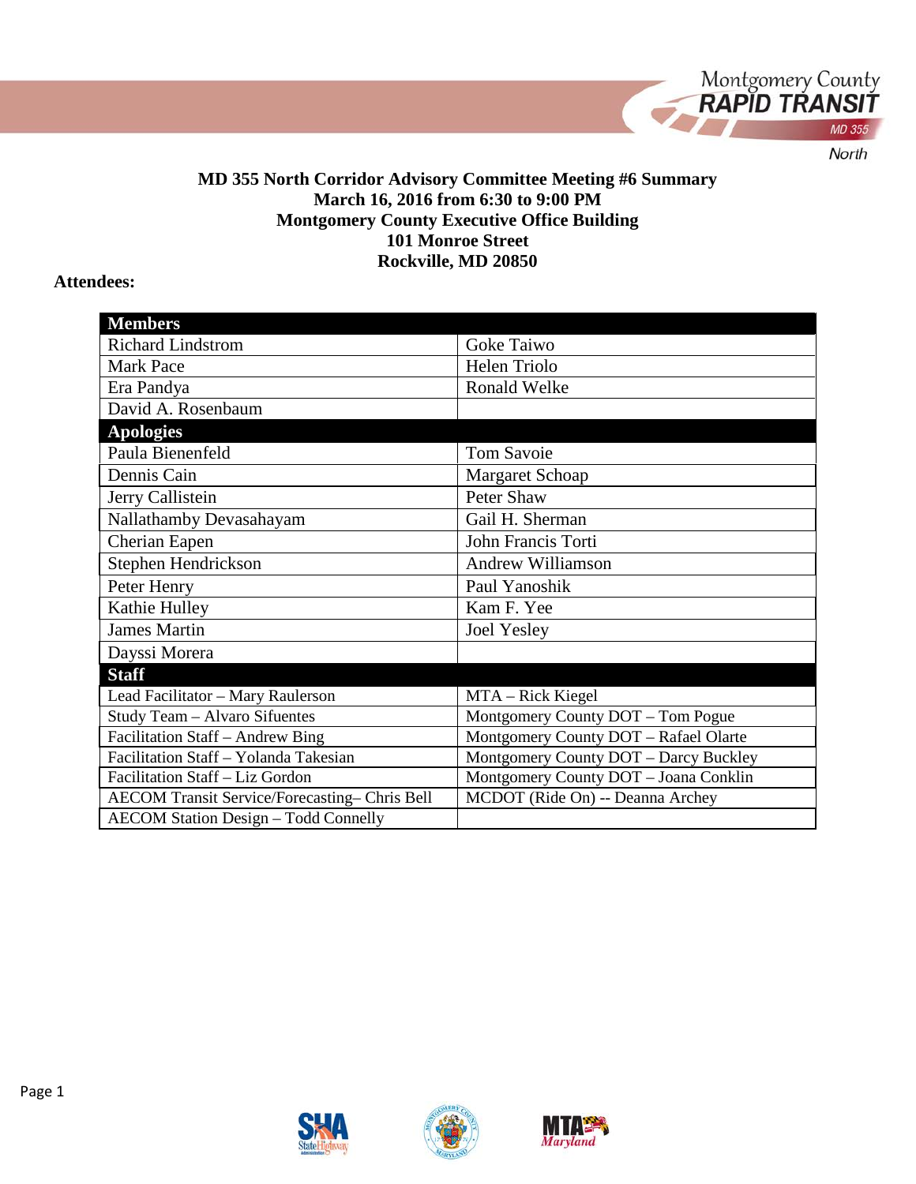**MD 355 North Corridor Advisory Committee Meeting #6 Summary**
**March 16, 2016 from 6:30 to 9:00 PM**
**Montgomery County Executive Office Building**
**101 Monroe Street**
**Rockville, MD 20850**

**Attendees:**

| **Members** | |
|---|---|
| Richard Lindstrom | Goke Taiwo |
| Mark Pace | Helen Triolo |
| Era Pandya | Ronald Welke |
| David A. Rosenbaum | |
| **Apologies** | |
| Paula Bienenfeld | Tom Savoie |
| Dennis Cain | Margaret Schoap |
| Jerry Callistein | Peter Shaw |
| Nallathamby Devasahayam | Gail H. Sherman |
| Cherian Eapen | John Francis Torti |
| Stephen Hendrickson | Andrew Williamson |
| Peter Henry | Paul Yanoshik |
| Kathie Hulley | Kam F. Yee |
| James Martin | Joel Yesley |
| Dayssi Morera | |
| **Staff** | |
| Lead Facilitator – Mary Raulerson | MTA – Rick Kiegel |
| Study Team – Alvaro Sifuentes | Montgomery County DOT – Tom Pogue |
| Facilitation Staff – Andrew Bing | Montgomery County DOT – Rafael Olarte |
| Facilitation Staff – Yolanda Takesian | Montgomery County DOT – Darcy Buckley |
| Facilitation Staff – Liz Gordon | Montgomery County DOT – Joana Conklin |
| AECOM Transit Service/Forecasting– Chris Bell | MCDOT (Ride On) -- Deanna Archey |
| AECOM Station Design – Todd Connelly | |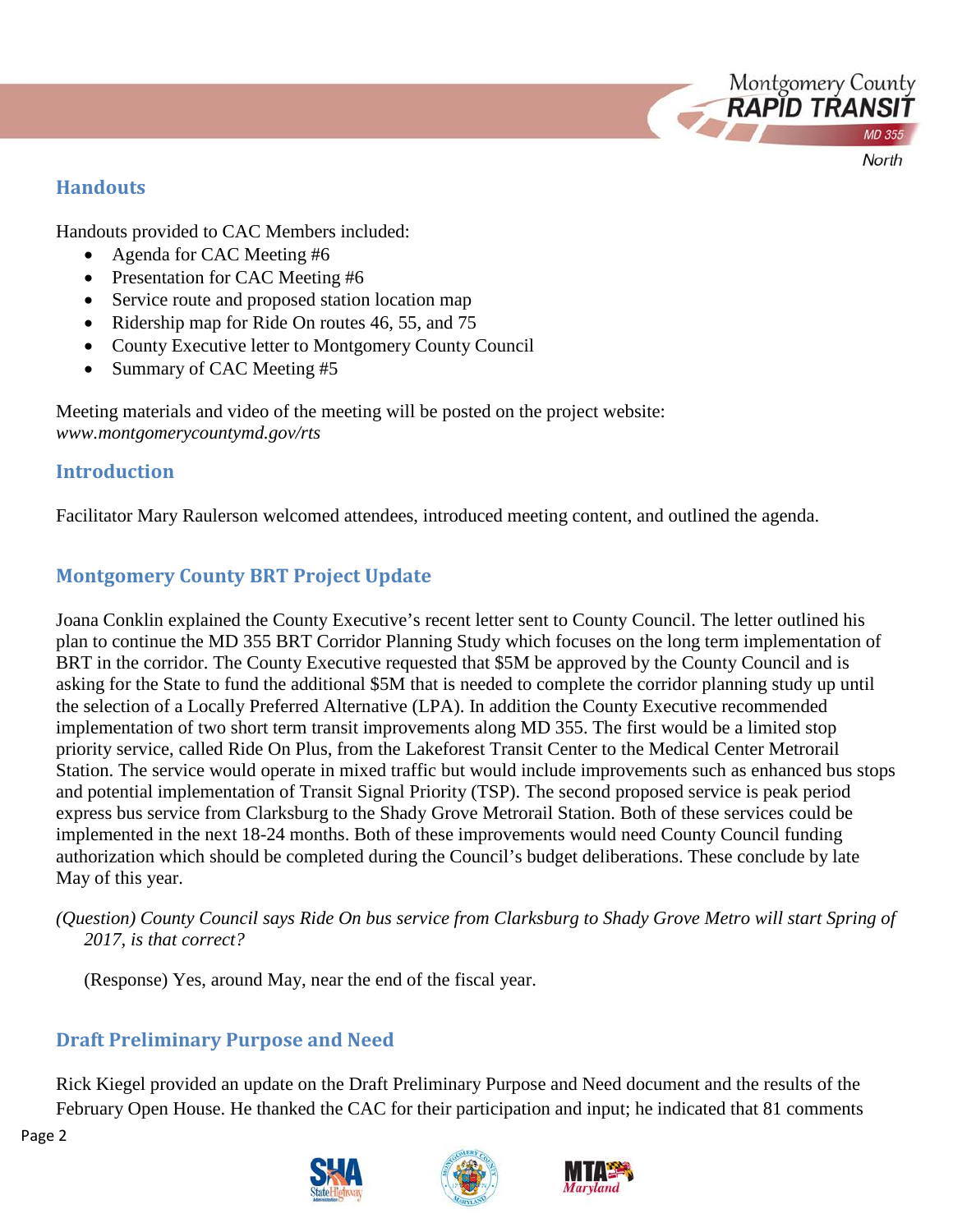## Handouts

Handouts provided to CAC Members included:

- Agenda for CAC Meeting #6
- Presentation for CAC Meeting #6
- Service route and proposed station location map
- Ridership map for Ride On routes 46, 55, and 75
- County Executive letter to Montgomery County Council
- Summary of CAC Meeting #5

Meeting materials and video of the meeting will be posted on the project website: *www.montgomerycountymd.gov/rts*

## Introduction

Facilitator Mary Raulerson welcomed attendees, introduced meeting content, and outlined the agenda.

## Montgomery County BRT Project Update

Joana Conklin explained the County Executive's recent letter sent to County Council. The letter outlined his plan to continue the MD 355 BRT Corridor Planning Study which focuses on the long term implementation of BRT in the corridor. The County Executive requested that $5M be approved by the County Council and is asking for the State to fund the additional $5M that is needed to complete the corridor planning study up until the selection of a Locally Preferred Alternative (LPA). In addition the County Executive recommended implementation of two short term transit improvements along MD 355. The first would be a limited stop priority service, called Ride On Plus, from the Lakeforest Transit Center to the Medical Center Metrorail Station. The service would operate in mixed traffic but would include improvements such as enhanced bus stops and potential implementation of Transit Signal Priority (TSP). The second proposed service is peak period express bus service from Clarksburg to the Shady Grove Metrorail Station. Both of these services could be implemented in the next 18-24 months. Both of these improvements would need County Council funding authorization which should be completed during the Council's budget deliberations. These conclude by late May of this year.

*(Question) County Council says Ride On bus service from Clarksburg to Shady Grove Metro will start Spring of 2017, is that correct?*

(Response) Yes, around May, near the end of the fiscal year.

## Draft Preliminary Purpose and Need

Rick Kiegel provided an update on the Draft Preliminary Purpose and Need document and the results of the February Open House. He thanked the CAC for their participation and input; he indicated that 81 comments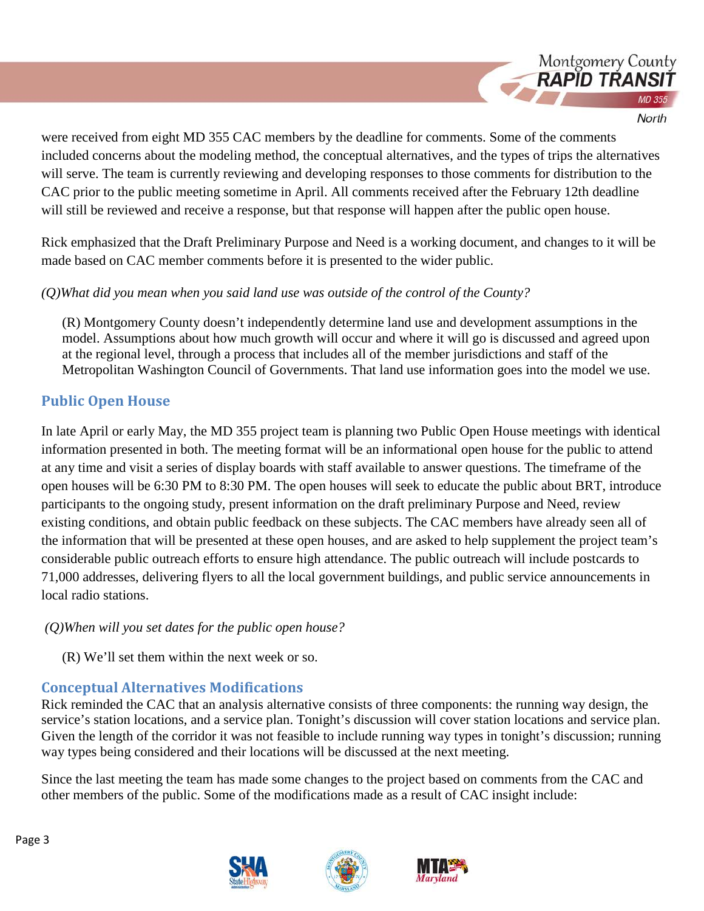were received from eight MD 355 CAC members by the deadline for comments. Some of the comments included concerns about the modeling method, the conceptual alternatives, and the types of trips the alternatives will serve. The team is currently reviewing and developing responses to those comments for distribution to the CAC prior to the public meeting sometime in April. All comments received after the February 12th deadline will still be reviewed and receive a response, but that response will happen after the public open house.

Rick emphasized that the Draft Preliminary Purpose and Need is a working document, and changes to it will be made based on CAC member comments before it is presented to the wider public.

*(Q)What did you mean when you said land use was outside of the control of the County?*

> (R) Montgomery County doesn't independently determine land use and development assumptions in the model. Assumptions about how much growth will occur and where it will go is discussed and agreed upon at the regional level, through a process that includes all of the member jurisdictions and staff of the Metropolitan Washington Council of Governments. That land use information goes into the model we use.

## Public Open House

In late April or early May, the MD 355 project team is planning two Public Open House meetings with identical information presented in both. The meeting format will be an informational open house for the public to attend at any time and visit a series of display boards with staff available to answer questions. The timeframe of the open houses will be 6:30 PM to 8:30 PM. The open houses will seek to educate the public about BRT, introduce participants to the ongoing study, present information on the draft preliminary Purpose and Need, review existing conditions, and obtain public feedback on these subjects. The CAC members have already seen all of the information that will be presented at these open houses, and are asked to help supplement the project team's considerable public outreach efforts to ensure high attendance. The public outreach will include postcards to 71,000 addresses, delivering flyers to all the local government buildings, and public service announcements in local radio stations.

*(Q)When will you set dates for the public open house?*

> (R) We'll set them within the next week or so.

## Conceptual Alternatives Modifications

Rick reminded the CAC that an analysis alternative consists of three components: the running way design, the service's station locations, and a service plan. Tonight's discussion will cover station locations and service plan. Given the length of the corridor it was not feasible to include running way types in tonight's discussion; running way types being considered and their locations will be discussed at the next meeting.

Since the last meeting the team has made some changes to the project based on comments from the CAC and other members of the public. Some of the modifications made as a result of CAC insight include: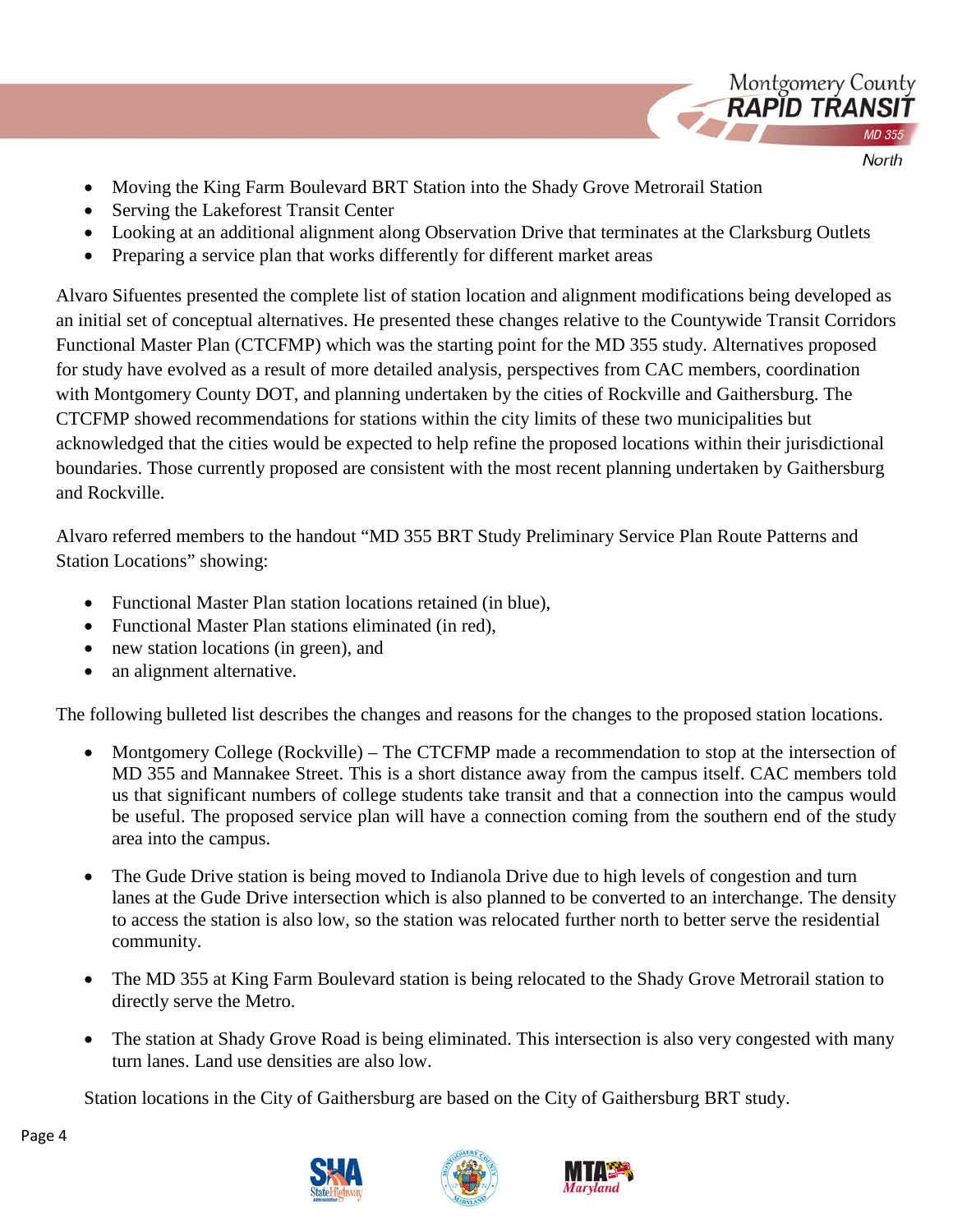- Moving the King Farm Boulevard BRT Station into the Shady Grove Metrorail Station
- Serving the Lakeforest Transit Center
- Looking at an additional alignment along Observation Drive that terminates at the Clarksburg Outlets
- Preparing a service plan that works differently for different market areas

Alvaro Sifuentes presented the complete list of station location and alignment modifications being developed as an initial set of conceptual alternatives. He presented these changes relative to the Countywide Transit Corridors Functional Master Plan (CTCFMP) which was the starting point for the MD 355 study. Alternatives proposed for study have evolved as a result of more detailed analysis, perspectives from CAC members, coordination with Montgomery County DOT, and planning undertaken by the cities of Rockville and Gaithersburg. The CTCFMP showed recommendations for stations within the city limits of these two municipalities but acknowledged that the cities would be expected to help refine the proposed locations within their jurisdictional boundaries. Those currently proposed are consistent with the most recent planning undertaken by Gaithersburg and Rockville.

Alvaro referred members to the handout "MD 355 BRT Study Preliminary Service Plan Route Patterns and Station Locations" showing:

- Functional Master Plan station locations retained (in blue),
- Functional Master Plan stations eliminated (in red),
- new station locations (in green), and
- an alignment alternative.

The following bulleted list describes the changes and reasons for the changes to the proposed station locations.

- Montgomery College (Rockville) – The CTCFMP made a recommendation to stop at the intersection of MD 355 and Mannakee Street. This is a short distance away from the campus itself. CAC members told us that significant numbers of college students take transit and that a connection into the campus would be useful. The proposed service plan will have a connection coming from the southern end of the study area into the campus.

- The Gude Drive station is being moved to Indianola Drive due to high levels of congestion and turn lanes at the Gude Drive intersection which is also planned to be converted to an interchange. The density to access the station is also low, so the station was relocated further north to better serve the residential community.

- The MD 355 at King Farm Boulevard station is being relocated to the Shady Grove Metrorail station to directly serve the Metro.

- The station at Shady Grove Road is being eliminated. This intersection is also very congested with many turn lanes. Land use densities are also low.

Station locations in the City of Gaithersburg are based on the City of Gaithersburg BRT study.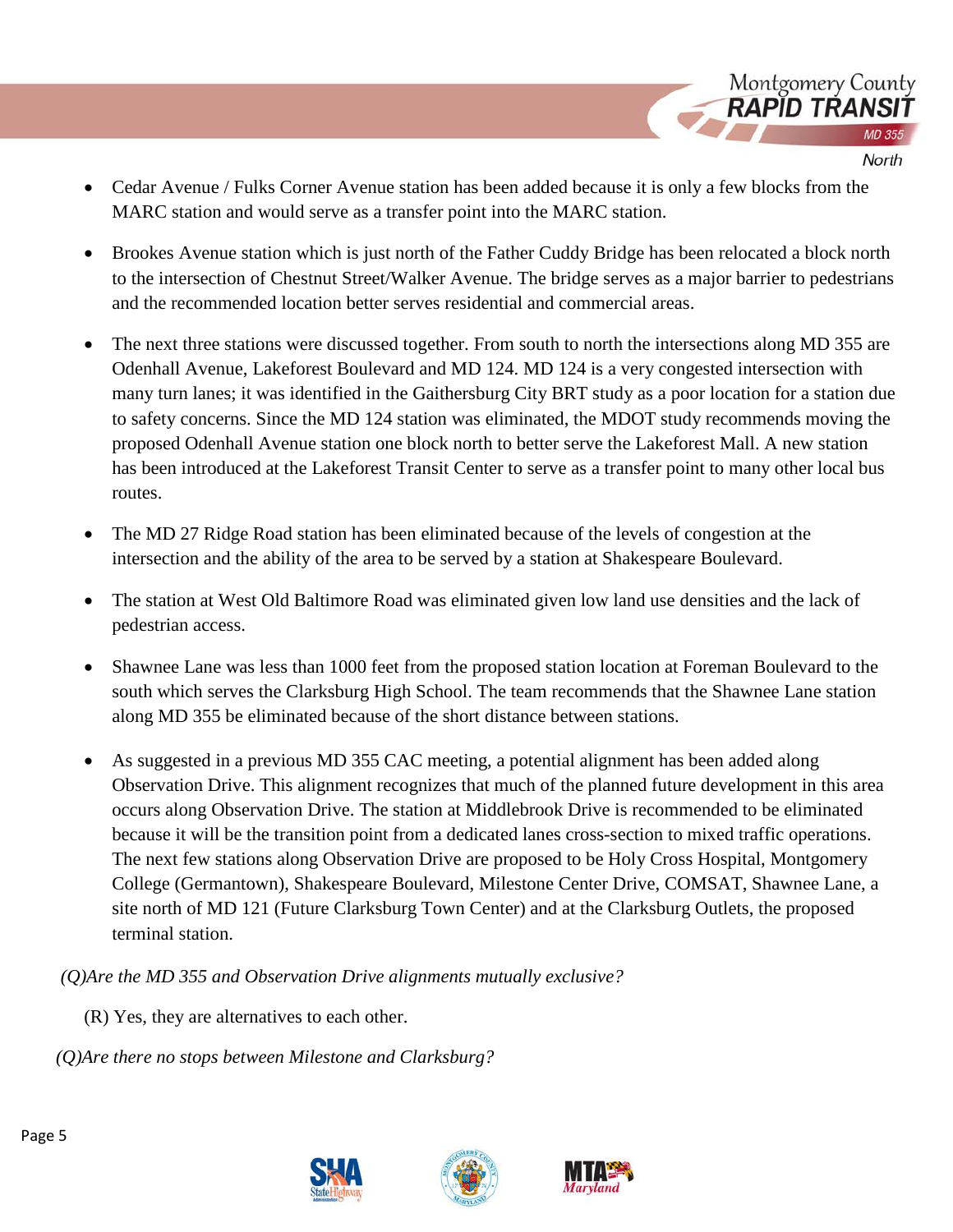- Cedar Avenue / Fulks Corner Avenue station has been added because it is only a few blocks from the MARC station and would serve as a transfer point into the MARC station.
- Brookes Avenue station which is just north of the Father Cuddy Bridge has been relocated a block north to the intersection of Chestnut Street/Walker Avenue. The bridge serves as a major barrier to pedestrians and the recommended location better serves residential and commercial areas.
- The next three stations were discussed together. From south to north the intersections along MD 355 are Odenhall Avenue, Lakeforest Boulevard and MD 124. MD 124 is a very congested intersection with many turn lanes; it was identified in the Gaithersburg City BRT study as a poor location for a station due to safety concerns. Since the MD 124 station was eliminated, the MDOT study recommends moving the proposed Odenhall Avenue station one block north to better serve the Lakeforest Mall. A new station has been introduced at the Lakeforest Transit Center to serve as a transfer point to many other local bus routes.
- The MD 27 Ridge Road station has been eliminated because of the levels of congestion at the intersection and the ability of the area to be served by a station at Shakespeare Boulevard.
- The station at West Old Baltimore Road was eliminated given low land use densities and the lack of pedestrian access.
- Shawnee Lane was less than 1000 feet from the proposed station location at Foreman Boulevard to the south which serves the Clarksburg High School. The team recommends that the Shawnee Lane station along MD 355 be eliminated because of the short distance between stations.
- As suggested in a previous MD 355 CAC meeting, a potential alignment has been added along Observation Drive. This alignment recognizes that much of the planned future development in this area occurs along Observation Drive. The station at Middlebrook Drive is recommended to be eliminated because it will be the transition point from a dedicated lanes cross-section to mixed traffic operations. The next few stations along Observation Drive are proposed to be Holy Cross Hospital, Montgomery College (Germantown), Shakespeare Boulevard, Milestone Center Drive, COMSAT, Shawnee Lane, a site north of MD 121 (Future Clarksburg Town Center) and at the Clarksburg Outlets, the proposed terminal station.

*(Q)Are the MD 355 and Observation Drive alignments mutually exclusive?*

(R) Yes, they are alternatives to each other.

*(Q)Are there no stops between Milestone and Clarksburg?*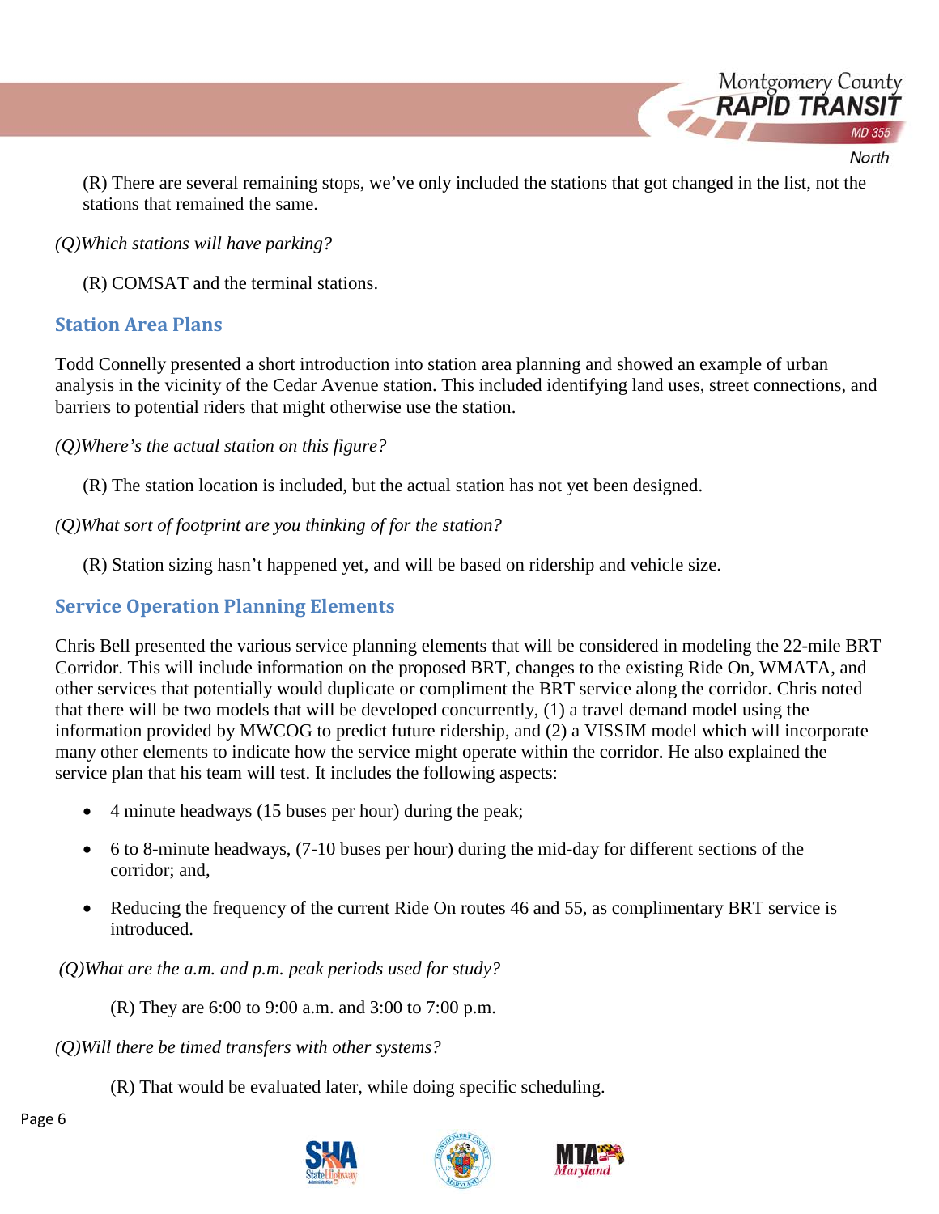(R) There are several remaining stops, we've only included the stations that got changed in the list, not the stations that remained the same.

*(Q)Which stations will have parking?*

(R) COMSAT and the terminal stations.

## Station Area Plans

Todd Connelly presented a short introduction into station area planning and showed an example of urban analysis in the vicinity of the Cedar Avenue station. This included identifying land uses, street connections, and barriers to potential riders that might otherwise use the station.

*(Q)Where's the actual station on this figure?*

(R) The station location is included, but the actual station has not yet been designed.

*(Q)What sort of footprint are you thinking of for the station?*

(R) Station sizing hasn't happened yet, and will be based on ridership and vehicle size.

## Service Operation Planning Elements

Chris Bell presented the various service planning elements that will be considered in modeling the 22-mile BRT Corridor. This will include information on the proposed BRT, changes to the existing Ride On, WMATA, and other services that potentially would duplicate or compliment the BRT service along the corridor. Chris noted that there will be two models that will be developed concurrently, (1) a travel demand model using the information provided by MWCOG to predict future ridership, and (2) a VISSIM model which will incorporate many other elements to indicate how the service might operate within the corridor. He also explained the service plan that his team will test. It includes the following aspects:

- 4 minute headways (15 buses per hour) during the peak;
- 6 to 8-minute headways, (7-10 buses per hour) during the mid-day for different sections of the corridor; and,
- Reducing the frequency of the current Ride On routes 46 and 55, as complimentary BRT service is introduced.

*(Q)What are the a.m. and p.m. peak periods used for study?*

(R) They are 6:00 to 9:00 a.m. and 3:00 to 7:00 p.m.

*(Q)Will there be timed transfers with other systems?*

(R) That would be evaluated later, while doing specific scheduling.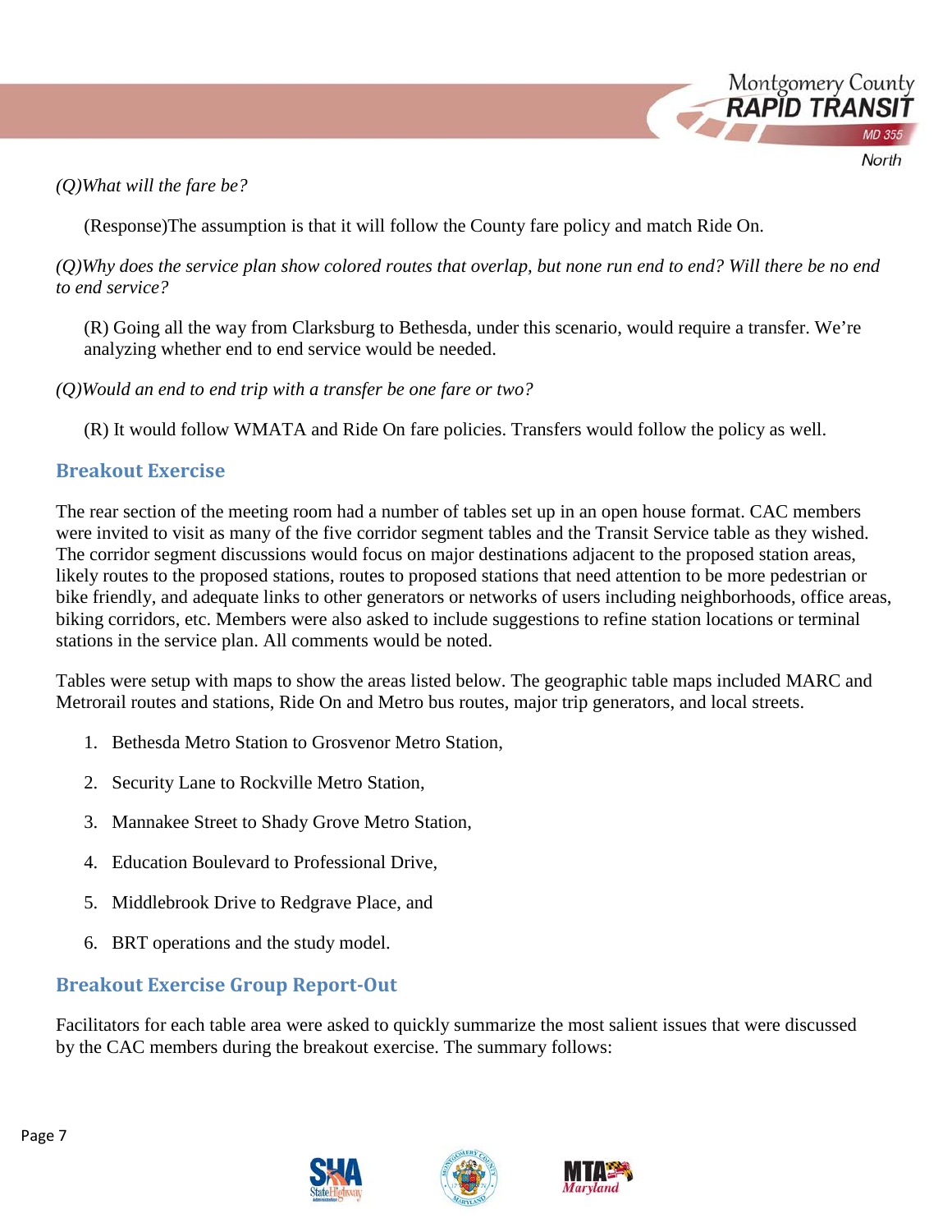*(Q)What will the fare be?*

(Response)The assumption is that it will follow the County fare policy and match Ride On.

*(Q)Why does the service plan show colored routes that overlap, but none run end to end? Will there be no end to end service?*

(R) Going all the way from Clarksburg to Bethesda, under this scenario, would require a transfer. We're analyzing whether end to end service would be needed.

*(Q)Would an end to end trip with a transfer be one fare or two?*

(R) It would follow WMATA and Ride On fare policies. Transfers would follow the policy as well.

## Breakout Exercise

The rear section of the meeting room had a number of tables set up in an open house format. CAC members were invited to visit as many of the five corridor segment tables and the Transit Service table as they wished. The corridor segment discussions would focus on major destinations adjacent to the proposed station areas, likely routes to the proposed stations, routes to proposed stations that need attention to be more pedestrian or bike friendly, and adequate links to other generators or networks of users including neighborhoods, office areas, biking corridors, etc. Members were also asked to include suggestions to refine station locations or terminal stations in the service plan. All comments would be noted.

Tables were setup with maps to show the areas listed below. The geographic table maps included MARC and Metrorail routes and stations, Ride On and Metro bus routes, major trip generators, and local streets.

1. Bethesda Metro Station to Grosvenor Metro Station,
2. Security Lane to Rockville Metro Station,
3. Mannakee Street to Shady Grove Metro Station,
4. Education Boulevard to Professional Drive,
5. Middlebrook Drive to Redgrave Place, and
6. BRT operations and the study model.

## Breakout Exercise Group Report-Out

Facilitators for each table area were asked to quickly summarize the most salient issues that were discussed by the CAC members during the breakout exercise. The summary follows: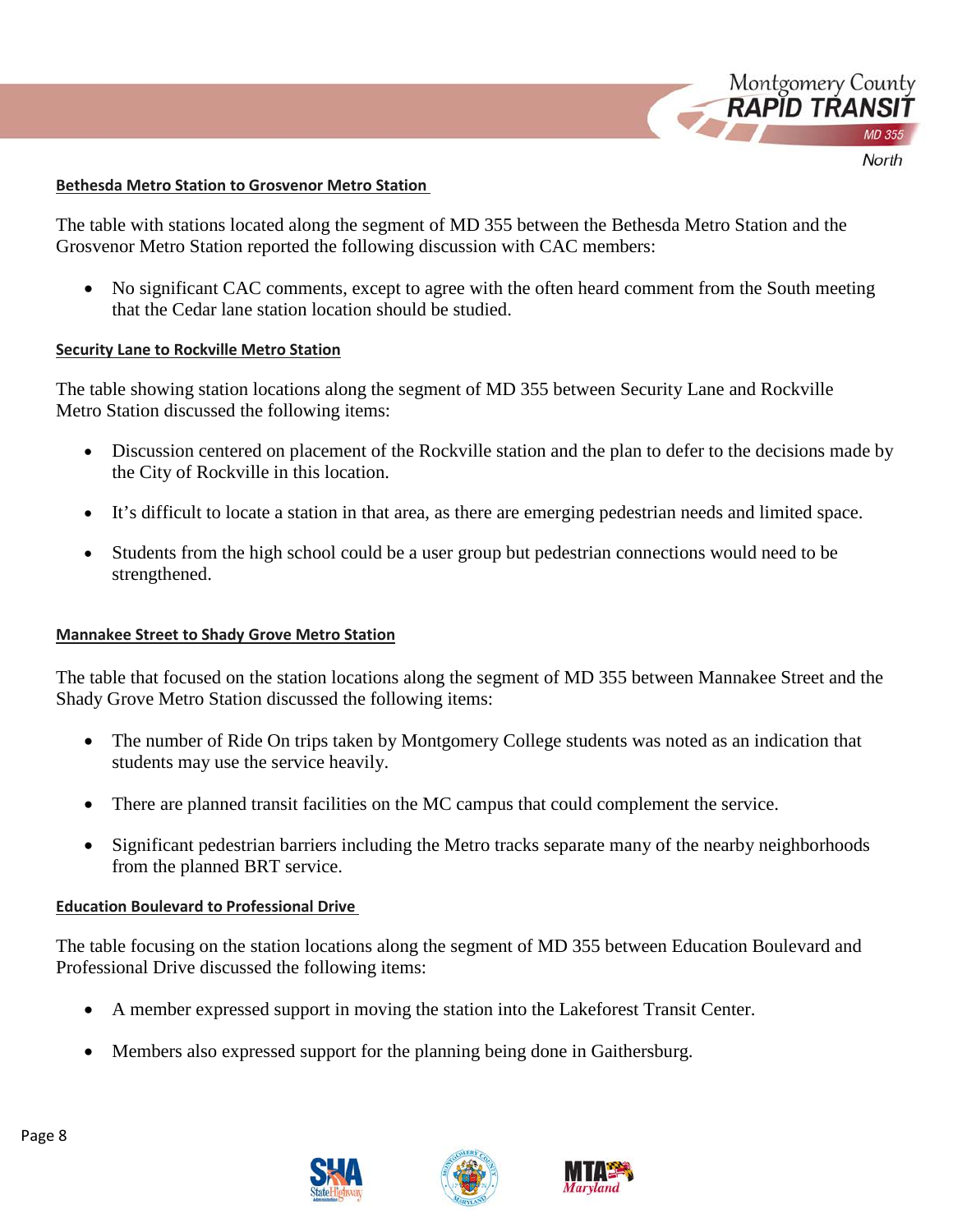#### Bethesda Metro Station to Grosvenor Metro Station

The table with stations located along the segment of MD 355 between the Bethesda Metro Station and the Grosvenor Metro Station reported the following discussion with CAC members:

- No significant CAC comments, except to agree with the often heard comment from the South meeting that the Cedar lane station location should be studied.

#### Security Lane to Rockville Metro Station

The table showing station locations along the segment of MD 355 between Security Lane and Rockville Metro Station discussed the following items:

- Discussion centered on placement of the Rockville station and the plan to defer to the decisions made by the City of Rockville in this location.
- It's difficult to locate a station in that area, as there are emerging pedestrian needs and limited space.
- Students from the high school could be a user group but pedestrian connections would need to be strengthened.

#### Mannakee Street to Shady Grove Metro Station

The table that focused on the station locations along the segment of MD 355 between Mannakee Street and the Shady Grove Metro Station discussed the following items:

- The number of Ride On trips taken by Montgomery College students was noted as an indication that students may use the service heavily.
- There are planned transit facilities on the MC campus that could complement the service.
- Significant pedestrian barriers including the Metro tracks separate many of the nearby neighborhoods from the planned BRT service.

#### Education Boulevard to Professional Drive

The table focusing on the station locations along the segment of MD 355 between Education Boulevard and Professional Drive discussed the following items:

- A member expressed support in moving the station into the Lakeforest Transit Center.
- Members also expressed support for the planning being done in Gaithersburg.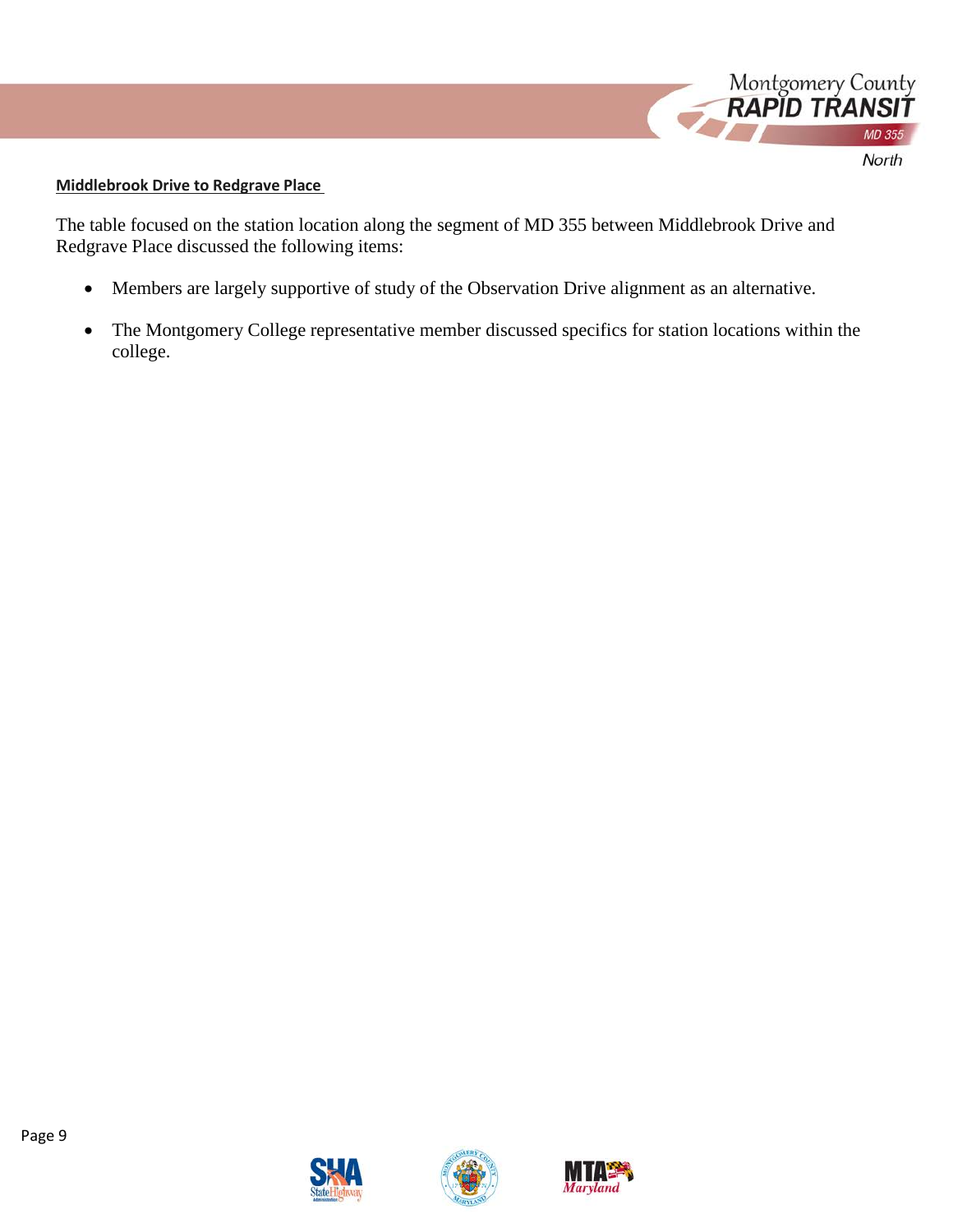**Middlebrook Drive to Redgrave Place**

The table focused on the station location along the segment of MD 355 between Middlebrook Drive and Redgrave Place discussed the following items:

- Members are largely supportive of study of the Observation Drive alignment as an alternative.
- The Montgomery College representative member discussed specifics for station locations within the college.